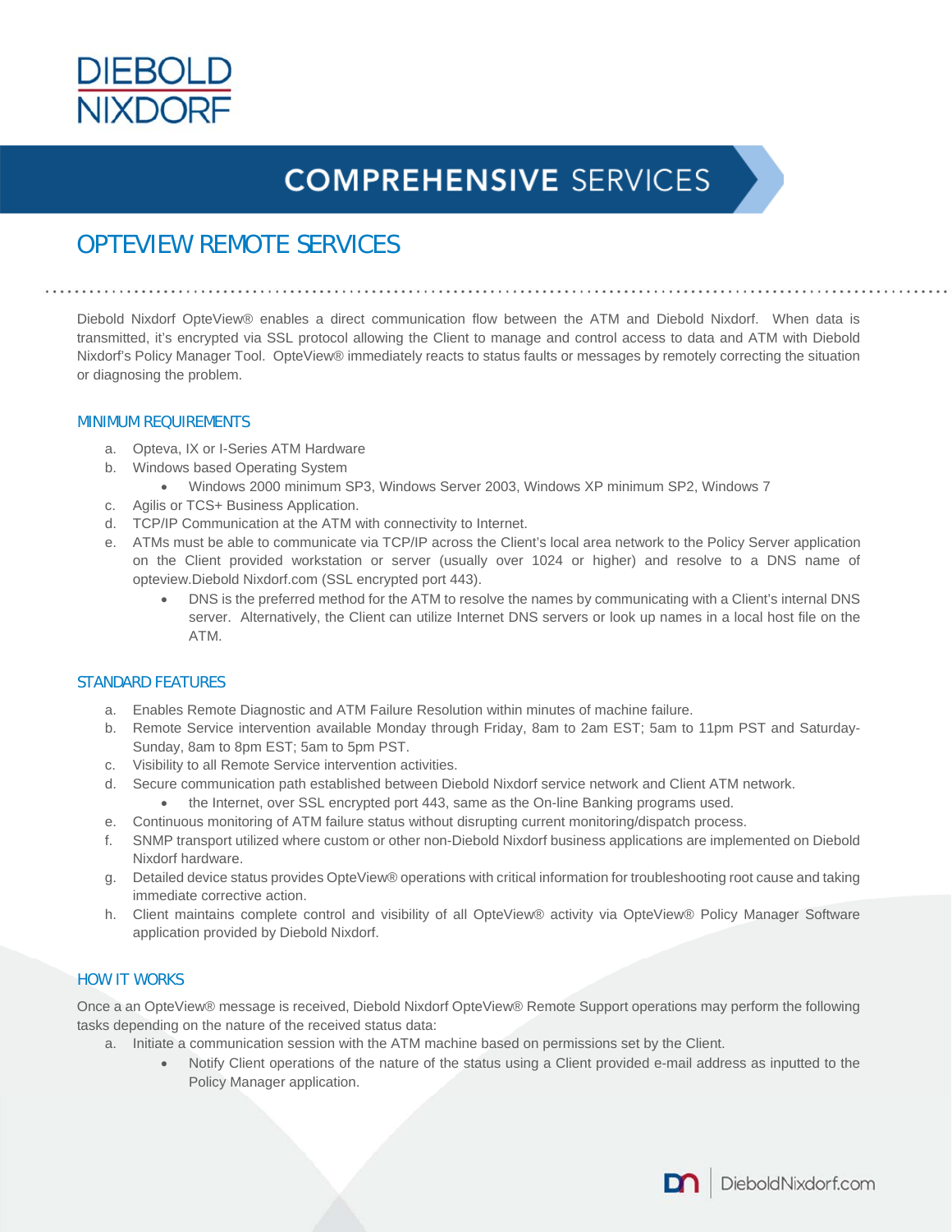DIEBOLD NIXDORF

# COMPREHENSIVE SERVICES

## OPTEVIEW REMOTE SERVICES

Diebold Nixdorf OpteView® enables a direct communication flow between the ATM and Diebold Nixdorf. When data is transmitted, it's encrypted via SSL protocol allowing the Client to manage and control access to data and ATM with Diebold Nixdorf's Policy Manager Tool. OpteView® immediately reacts to status faults or messages by remotely correcting the situation or diagnosing the problem.

### MINIMUM REQUIREMENTS

a. Opteva, IX or I-Series ATM Hardware
b. Windows based Operating System
   - Windows 2000 minimum SP3, Windows Server 2003, Windows XP minimum SP2, Windows 7
c. Agilis or TCS+ Business Application.
d. TCP/IP Communication at the ATM with connectivity to Internet.
e. ATMs must be able to communicate via TCP/IP across the Client's local area network to the Policy Server application on the Client provided workstation or server (usually over 1024 or higher) and resolve to a DNS name of opteview.Diebold Nixdorf.com (SSL encrypted port 443).
   - DNS is the preferred method for the ATM to resolve the names by communicating with a Client's internal DNS server. Alternatively, the Client can utilize Internet DNS servers or look up names in a local host file on the ATM.

### STANDARD FEATURES

a. Enables Remote Diagnostic and ATM Failure Resolution within minutes of machine failure.
b. Remote Service intervention available Monday through Friday, 8am to 2am EST; 5am to 11pm PST and Saturday-Sunday, 8am to 8pm EST; 5am to 5pm PST.
c. Visibility to all Remote Service intervention activities.
d. Secure communication path established between Diebold Nixdorf service network and Client ATM network.
   - the Internet, over SSL encrypted port 443, same as the On-line Banking programs used.
e. Continuous monitoring of ATM failure status without disrupting current monitoring/dispatch process.
f. SNMP transport utilized where custom or other non-Diebold Nixdorf business applications are implemented on Diebold Nixdorf hardware.
g. Detailed device status provides OpteView® operations with critical information for troubleshooting root cause and taking immediate corrective action.
h. Client maintains complete control and visibility of all OpteView® activity via OpteView® Policy Manager Software application provided by Diebold Nixdorf.

### HOW IT WORKS

Once a an OpteView® message is received, Diebold Nixdorf OpteView® Remote Support operations may perform the following tasks depending on the nature of the received status data:

a. Initiate a communication session with the ATM machine based on permissions set by the Client.
   - Notify Client operations of the nature of the status using a Client provided e-mail address as inputted to the Policy Manager application.

DieboldNixdorf.com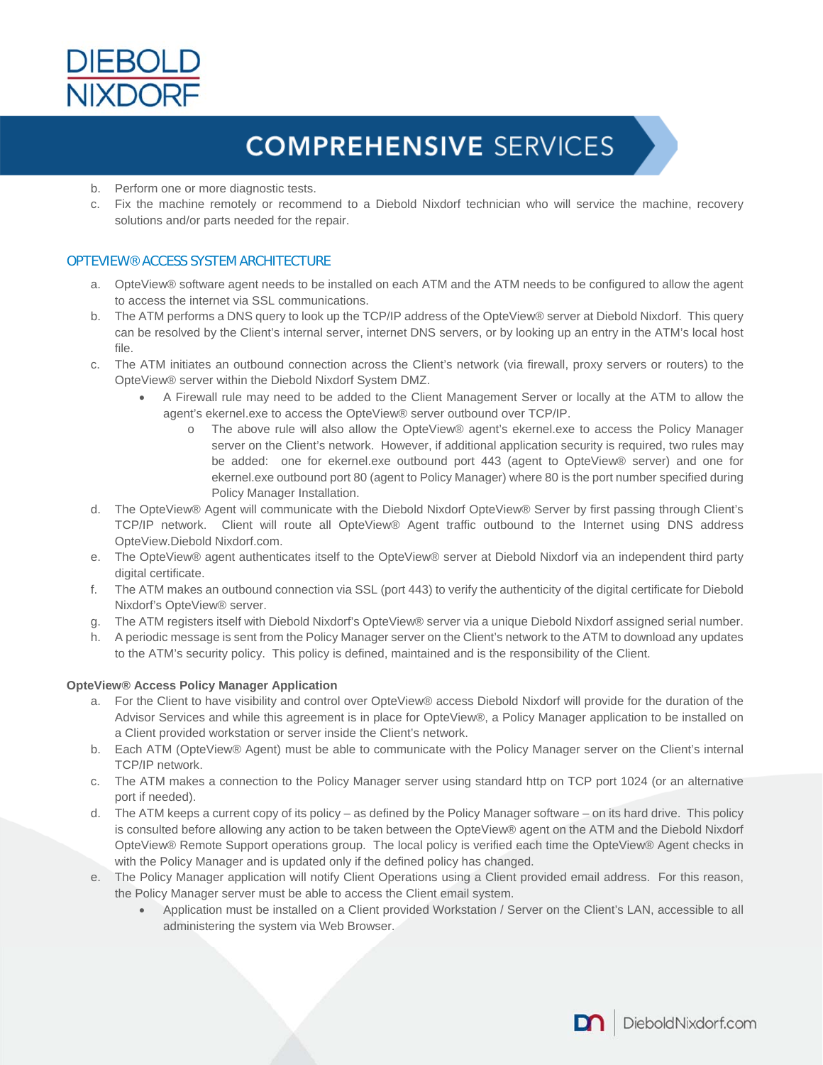b. Perform one or more diagnostic tests.
c. Fix the machine remotely or recommend to a Diebold Nixdorf technician who will service the machine, recovery solutions and/or parts needed for the repair.

## OPTEVIEW® ACCESS SYSTEM ARCHITECTURE

a. OpteView® software agent needs to be installed on each ATM and the ATM needs to be configured to allow the agent to access the internet via SSL communications.
b. The ATM performs a DNS query to look up the TCP/IP address of the OpteView® server at Diebold Nixdorf. This query can be resolved by the Client's internal server, internet DNS servers, or by looking up an entry in the ATM's local host file.
c. The ATM initiates an outbound connection across the Client's network (via firewall, proxy servers or routers) to the OpteView® server within the Diebold Nixdorf System DMZ.
   - A Firewall rule may need to be added to the Client Management Server or locally at the ATM to allow the agent's ekernel.exe to access the OpteView® server outbound over TCP/IP.
     - The above rule will also allow the OpteView® agent's ekernel.exe to access the Policy Manager server on the Client's network. However, if additional application security is required, two rules may be added: one for ekernel.exe outbound port 443 (agent to OpteView® server) and one for ekernel.exe outbound port 80 (agent to Policy Manager) where 80 is the port number specified during Policy Manager Installation.
d. The OpteView® Agent will communicate with the Diebold Nixdorf OpteView® Server by first passing through Client's TCP/IP network. Client will route all OpteView® Agent traffic outbound to the Internet using DNS address OpteView.Diebold Nixdorf.com.
e. The OpteView® agent authenticates itself to the OpteView® server at Diebold Nixdorf via an independent third party digital certificate.
f. The ATM makes an outbound connection via SSL (port 443) to verify the authenticity of the digital certificate for Diebold Nixdorf's OpteView® server.
g. The ATM registers itself with Diebold Nixdorf's OpteView® server via a unique Diebold Nixdorf assigned serial number.
h. A periodic message is sent from the Policy Manager server on the Client's network to the ATM to download any updates to the ATM's security policy. This policy is defined, maintained and is the responsibility of the Client.

**OpteView® Access Policy Manager Application**

a. For the Client to have visibility and control over OpteView® access Diebold Nixdorf will provide for the duration of the Advisor Services and while this agreement is in place for OpteView®, a Policy Manager application to be installed on a Client provided workstation or server inside the Client's network.
b. Each ATM (OpteView® Agent) must be able to communicate with the Policy Manager server on the Client's internal TCP/IP network.
c. The ATM makes a connection to the Policy Manager server using standard http on TCP port 1024 (or an alternative port if needed).
d. The ATM keeps a current copy of its policy – as defined by the Policy Manager software – on its hard drive. This policy is consulted before allowing any action to be taken between the OpteView® agent on the ATM and the Diebold Nixdorf OpteView® Remote Support operations group. The local policy is verified each time the OpteView® Agent checks in with the Policy Manager and is updated only if the defined policy has changed.
e. The Policy Manager application will notify Client Operations using a Client provided email address. For this reason, the Policy Manager server must be able to access the Client email system.
   - Application must be installed on a Client provided Workstation / Server on the Client's LAN, accessible to all administering the system via Web Browser.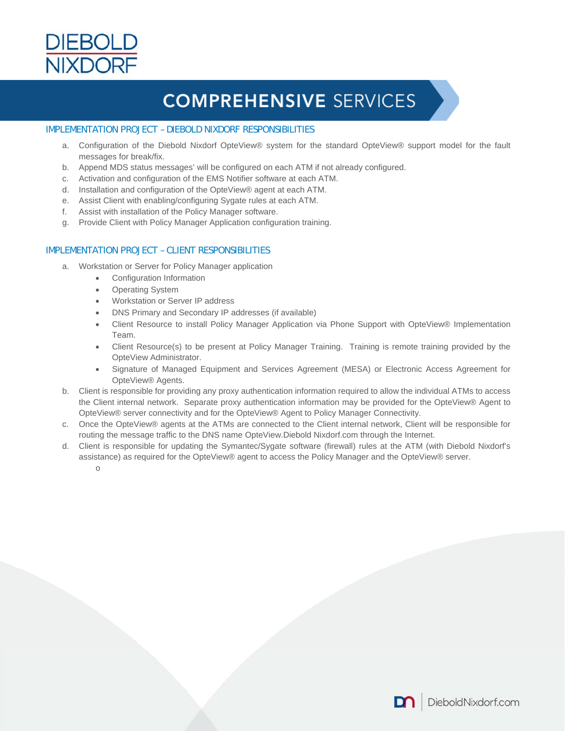## IMPLEMENTATION PROJECT – DIEBOLD NIXDORF RESPONSIBILITIES

a. Configuration of the Diebold Nixdorf OpteView® system for the standard OpteView® support model for the fault messages for break/fix.
b. Append MDS status messages' will be configured on each ATM if not already configured.
c. Activation and configuration of the EMS Notifier software at each ATM.
d. Installation and configuration of the OpteView® agent at each ATM.
e. Assist Client with enabling/configuring Sygate rules at each ATM.
f. Assist with installation of the Policy Manager software.
g. Provide Client with Policy Manager Application configuration training.

## IMPLEMENTATION PROJECT – CLIENT RESPONSIBILITIES

a. Workstation or Server for Policy Manager application
   - Configuration Information
   - Operating System
   - Workstation or Server IP address
   - DNS Primary and Secondary IP addresses (if available)
   - Client Resource to install Policy Manager Application via Phone Support with OpteView® Implementation Team.
   - Client Resource(s) to be present at Policy Manager Training. Training is remote training provided by the OpteView Administrator.
   - Signature of Managed Equipment and Services Agreement (MESA) or Electronic Access Agreement for OpteView® Agents.
b. Client is responsible for providing any proxy authentication information required to allow the individual ATMs to access the Client internal network. Separate proxy authentication information may be provided for the OpteView® Agent to OpteView® server connectivity and for the OpteView® Agent to Policy Manager Connectivity.
c. Once the OpteView® agents at the ATMs are connected to the Client internal network, Client will be responsible for routing the message traffic to the DNS name OpteView.Diebold Nixdorf.com through the Internet.
d. Client is responsible for updating the Symantec/Sygate software (firewall) rules at the ATM (with Diebold Nixdorf's assistance) as required for the OpteView® agent to access the Policy Manager and the OpteView® server.
   - o